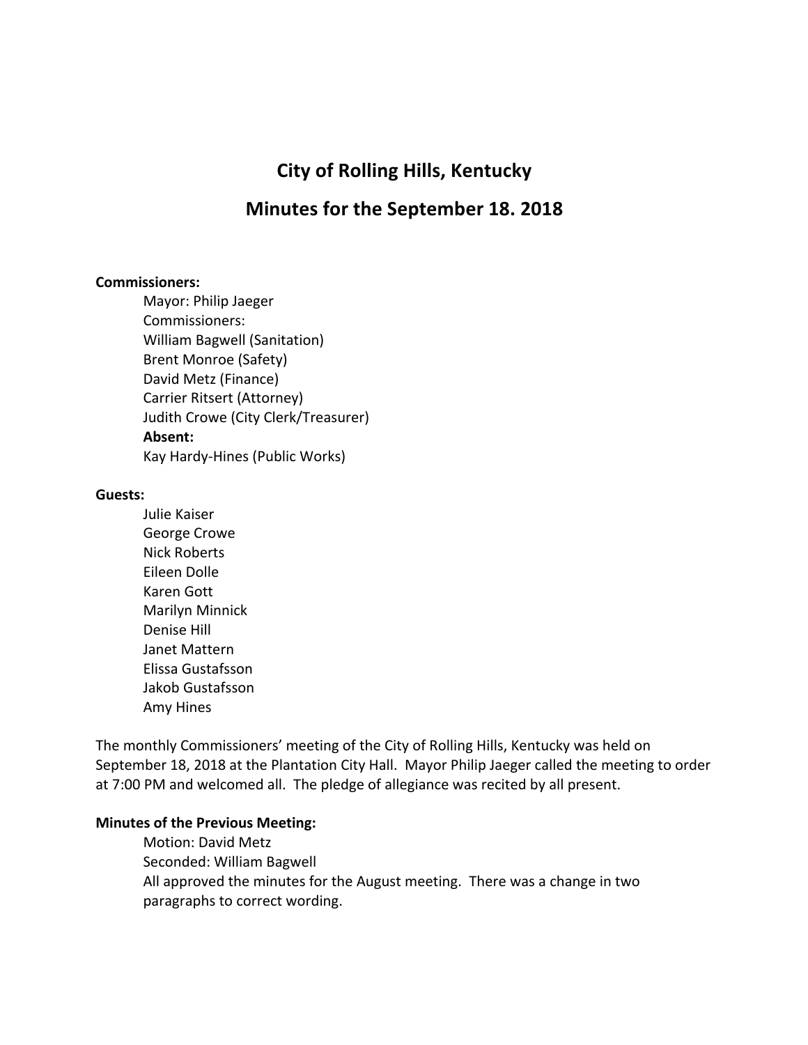# City of Rolling Hills, Kentucky

## Minutes for the September 18. 2018

**Commissioners:**

Mayor: Philip Jaeger
Commissioners:
William Bagwell (Sanitation)
Brent Monroe (Safety)
David Metz (Finance)
Carrier Ritsert (Attorney)
Judith Crowe (City Clerk/Treasurer)
**Absent:**
Kay Hardy-Hines (Public Works)

**Guests:**

Julie Kaiser
George Crowe
Nick Roberts
Eileen Dolle
Karen Gott
Marilyn Minnick
Denise Hill
Janet Mattern
Elissa Gustafsson
Jakob Gustafsson
Amy Hines

The monthly Commissioners' meeting of the City of Rolling Hills, Kentucky was held on September 18, 2018 at the Plantation City Hall. Mayor Philip Jaeger called the meeting to order at 7:00 PM and welcomed all. The pledge of allegiance was recited by all present.

**Minutes of the Previous Meeting:**

Motion: David Metz
Seconded: William Bagwell
All approved the minutes for the August meeting. There was a change in two paragraphs to correct wording.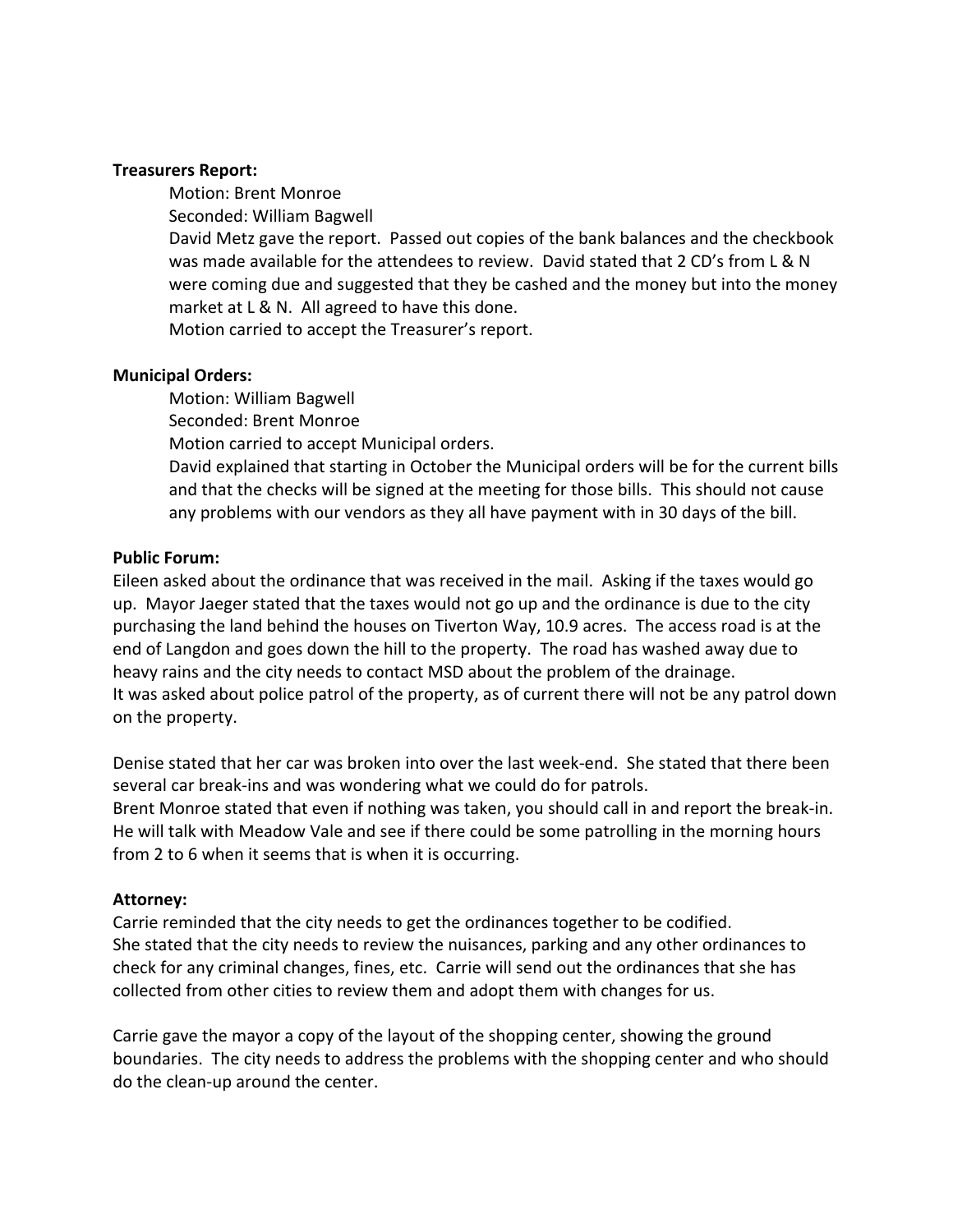**Treasurers Report:**

Motion: Brent Monroe
Seconded: William Bagwell
David Metz gave the report. Passed out copies of the bank balances and the checkbook was made available for the attendees to review. David stated that 2 CD's from L & N were coming due and suggested that they be cashed and the money but into the money market at L & N. All agreed to have this done.
Motion carried to accept the Treasurer's report.

**Municipal Orders:**

Motion: William Bagwell
Seconded: Brent Monroe
Motion carried to accept Municipal orders.
David explained that starting in October the Municipal orders will be for the current bills and that the checks will be signed at the meeting for those bills. This should not cause any problems with our vendors as they all have payment with in 30 days of the bill.

**Public Forum:**

Eileen asked about the ordinance that was received in the mail. Asking if the taxes would go up. Mayor Jaeger stated that the taxes would not go up and the ordinance is due to the city purchasing the land behind the houses on Tiverton Way, 10.9 acres. The access road is at the end of Langdon and goes down the hill to the property. The road has washed away due to heavy rains and the city needs to contact MSD about the problem of the drainage.
It was asked about police patrol of the property, as of current there will not be any patrol down on the property.

Denise stated that her car was broken into over the last week-end. She stated that there been several car break-ins and was wondering what we could do for patrols.
Brent Monroe stated that even if nothing was taken, you should call in and report the break-in. He will talk with Meadow Vale and see if there could be some patrolling in the morning hours from 2 to 6 when it seems that is when it is occurring.

**Attorney:**

Carrie reminded that the city needs to get the ordinances together to be codified.
She stated that the city needs to review the nuisances, parking and any other ordinances to check for any criminal changes, fines, etc. Carrie will send out the ordinances that she has collected from other cities to review them and adopt them with changes for us.

Carrie gave the mayor a copy of the layout of the shopping center, showing the ground boundaries. The city needs to address the problems with the shopping center and who should do the clean-up around the center.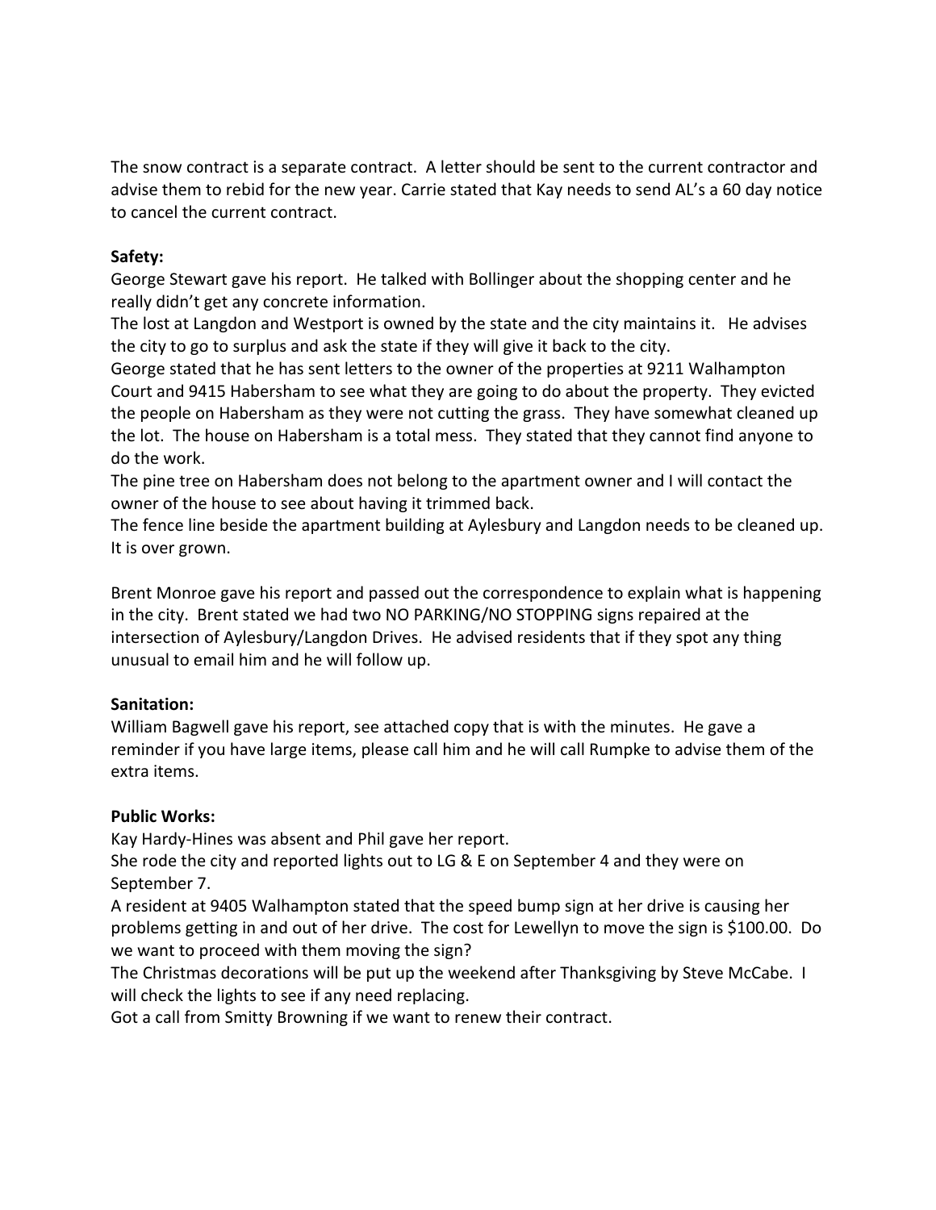The snow contract is a separate contract. A letter should be sent to the current contractor and advise them to rebid for the new year. Carrie stated that Kay needs to send AL's a 60 day notice to cancel the current contract.

**Safety:**

George Stewart gave his report. He talked with Bollinger about the shopping center and he really didn't get any concrete information.

The lost at Langdon and Westport is owned by the state and the city maintains it. He advises the city to go to surplus and ask the state if they will give it back to the city.

George stated that he has sent letters to the owner of the properties at 9211 Walhampton Court and 9415 Habersham to see what they are going to do about the property. They evicted the people on Habersham as they were not cutting the grass. They have somewhat cleaned up the lot. The house on Habersham is a total mess. They stated that they cannot find anyone to do the work.

The pine tree on Habersham does not belong to the apartment owner and I will contact the owner of the house to see about having it trimmed back.

The fence line beside the apartment building at Aylesbury and Langdon needs to be cleaned up. It is over grown.

Brent Monroe gave his report and passed out the correspondence to explain what is happening in the city. Brent stated we had two NO PARKING/NO STOPPING signs repaired at the intersection of Aylesbury/Langdon Drives. He advised residents that if they spot any thing unusual to email him and he will follow up.

**Sanitation:**

William Bagwell gave his report, see attached copy that is with the minutes. He gave a reminder if you have large items, please call him and he will call Rumpke to advise them of the extra items.

**Public Works:**

Kay Hardy-Hines was absent and Phil gave her report.

She rode the city and reported lights out to LG & E on September 4 and they were on September 7.

A resident at 9405 Walhampton stated that the speed bump sign at her drive is causing her problems getting in and out of her drive. The cost for Lewellyn to move the sign is $100.00. Do we want to proceed with them moving the sign?

The Christmas decorations will be put up the weekend after Thanksgiving by Steve McCabe. I will check the lights to see if any need replacing.

Got a call from Smitty Browning if we want to renew their contract.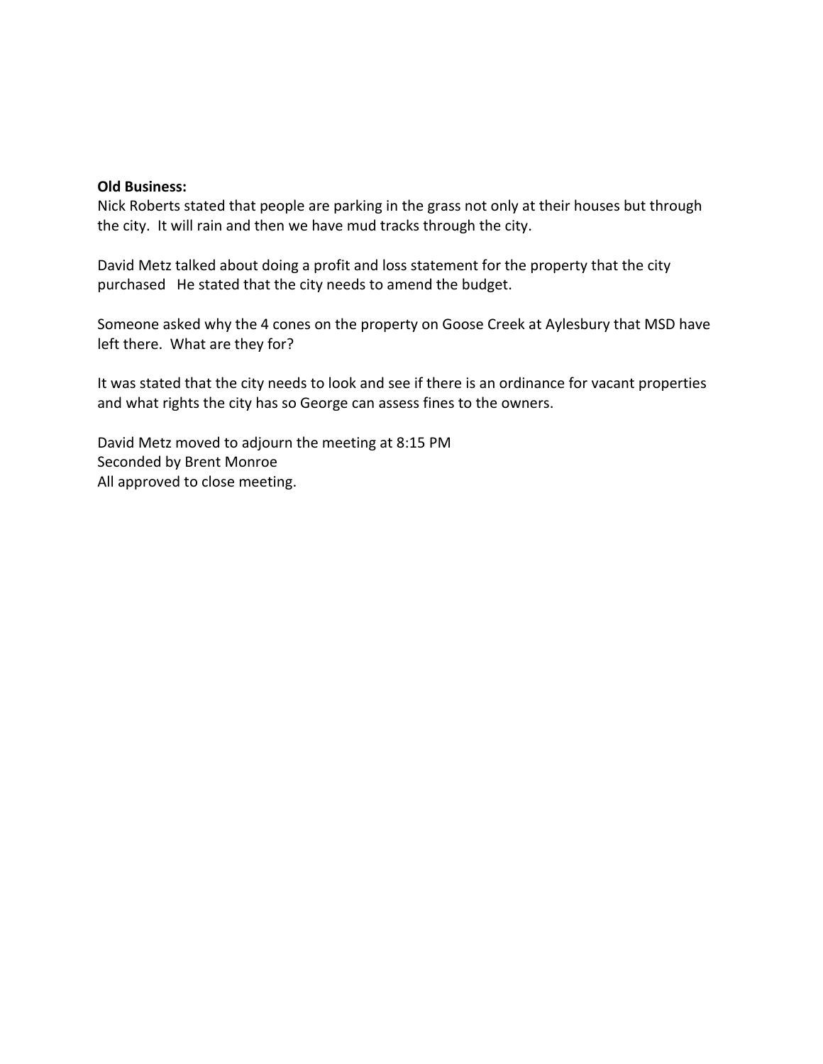**Old Business:**
Nick Roberts stated that people are parking in the grass not only at their houses but through the city. It will rain and then we have mud tracks through the city.

David Metz talked about doing a profit and loss statement for the property that the city purchased He stated that the city needs to amend the budget.

Someone asked why the 4 cones on the property on Goose Creek at Aylesbury that MSD have left there. What are they for?

It was stated that the city needs to look and see if there is an ordinance for vacant properties and what rights the city has so George can assess fines to the owners.

David Metz moved to adjourn the meeting at 8:15 PM
Seconded by Brent Monroe
All approved to close meeting.